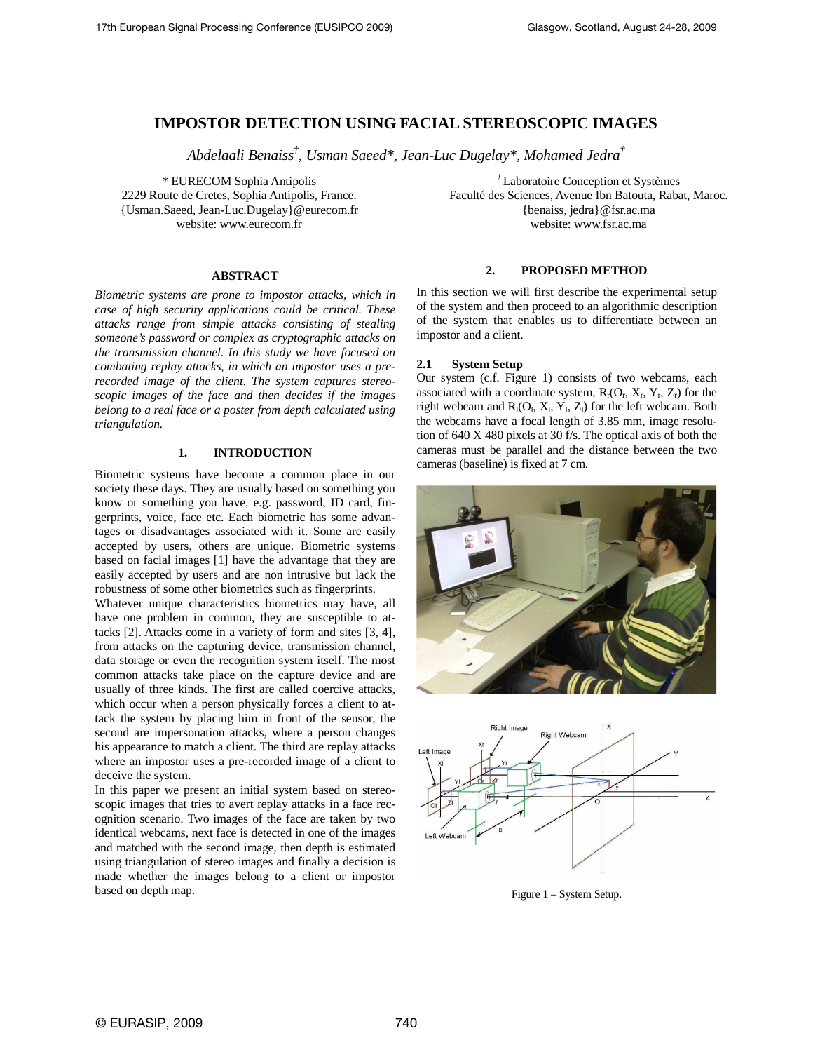# IMPOSTOR DETECTION USING FACIAL STEREOSCOPIC IMAGES

*Abdelaali Benaiss*[†]*, Usman Saeed*\*, Jean-Luc Dugelay*\*, Mohamed Jedra*[†]

\* EURECOM Sophia Antipolis
2229 Route de Cretes, Sophia Antipolis, France.
{Usman.Saeed, Jean-Luc.Dugelay}@eurecom.fr
website: www.eurecom.fr

[†] Laboratoire Conception et Systèmes
Faculté des Sciences, Avenue Ibn Batouta, Rabat, Maroc.
{benaiss, jedra}@fsr.ac.ma
website: www.fsr.ac.ma

## ABSTRACT

*Biometric systems are prone to impostor attacks, which in case of high security applications could be critical. These attacks range from simple attacks consisting of stealing someone's password or complex as cryptographic attacks on the transmission channel. In this study we have focused on combating replay attacks, in which an impostor uses a pre-recorded image of the client. The system captures stereoscopic images of the face and then decides if the images belong to a real face or a poster from depth calculated using triangulation.*

## 1. INTRODUCTION

Biometric systems have become a common place in our society these days. They are usually based on something you know or something you have, e.g. password, ID card, fingerprints, voice, face etc. Each biometric has some advantages or disadvantages associated with it. Some are easily accepted by users, others are unique. Biometric systems based on facial images [1] have the advantage that they are easily accepted by users and are non intrusive but lack the robustness of some other biometrics such as fingerprints.

Whatever unique characteristics biometrics may have, all have one problem in common, they are susceptible to attacks [2]. Attacks come in a variety of form and sites [3, 4], from attacks on the capturing device, transmission channel, data storage or even the recognition system itself. The most common attacks take place on the capture device and are usually of three kinds. The first are called coercive attacks, which occur when a person physically forces a client to attack the system by placing him in front of the sensor, the second are impersonation attacks, where a person changes his appearance to match a client. The third are replay attacks where an impostor uses a pre-recorded image of a client to deceive the system.

In this paper we present an initial system based on stereoscopic images that tries to avert replay attacks in a face recognition scenario. Two images of the face are taken by two identical webcams, next face is detected in one of the images and matched with the second image, then depth is estimated using triangulation of stereo images and finally a decision is made whether the images belong to a client or impostor based on depth map.

## 2. PROPOSED METHOD

In this section we will first describe the experimental setup of the system and then proceed to an algorithmic description of the system that enables us to differentiate between an impostor and a client.

### 2.1 System Setup

Our system (c.f. Figure 1) consists of two webcams, each associated with a coordinate system, $R_r(O_r, X_r, Y_r, Z_r)$ for the right webcam and $R_l(O_l, X_l, Y_l, Z_l)$ for the left webcam. Both the webcams have a focal length of 3.85 mm, image resolution of 640 X 480 pixels at 30 f/s. The optical axis of both the cameras must be parallel and the distance between the two cameras (baseline) is fixed at 7 cm.

Figure 1 – System Setup.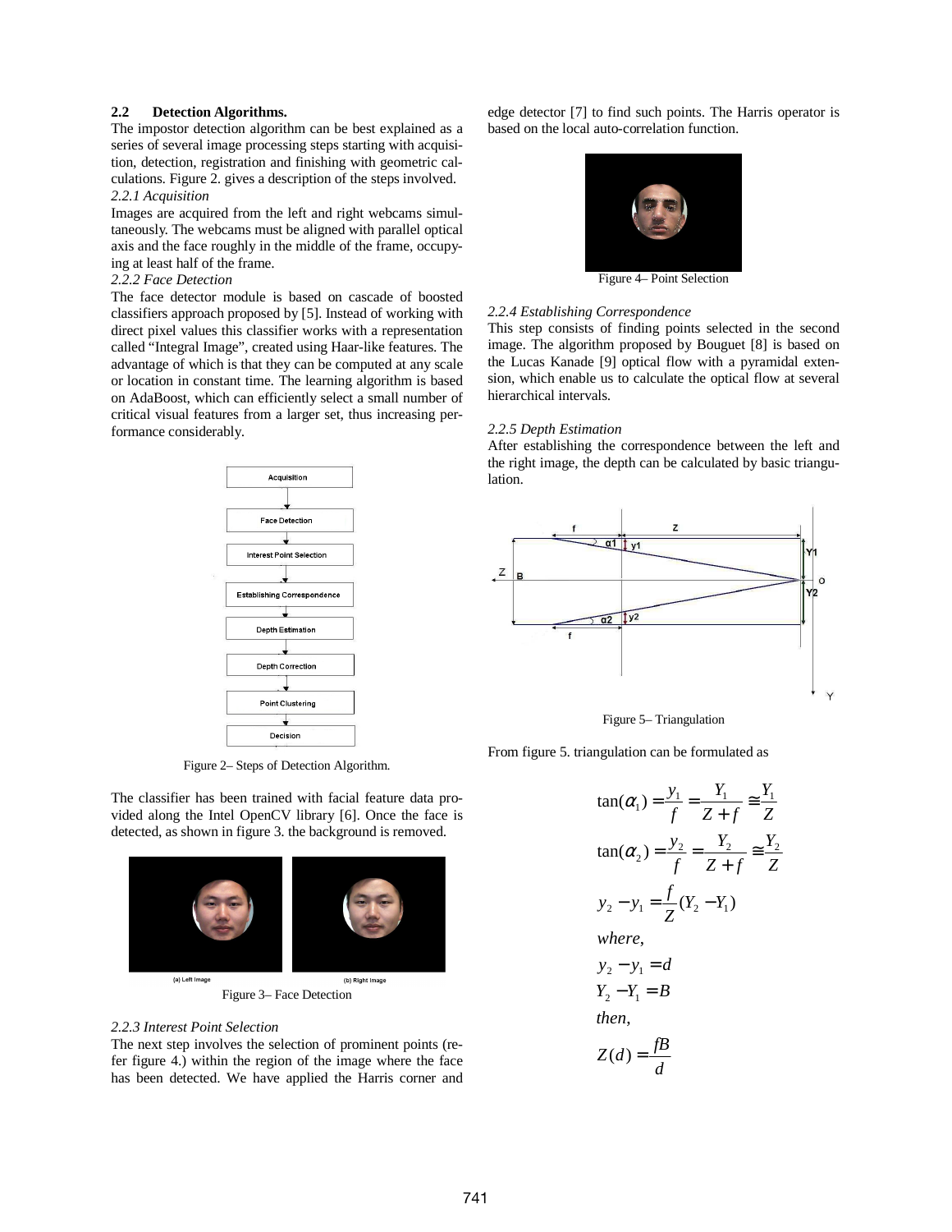## 2.2 Detection Algorithms.

The impostor detection algorithm can be best explained as a series of several image processing steps starting with acquisition, detection, registration and finishing with geometric calculations. Figure 2. gives a description of the steps involved.

*2.2.1 Acquisition*

Images are acquired from the left and right webcams simultaneously. The webcams must be aligned with parallel optical axis and the face roughly in the middle of the frame, occupying at least half of the frame.

*2.2.2 Face Detection*

The face detector module is based on cascade of boosted classifiers approach proposed by [5]. Instead of working with direct pixel values this classifier works with a representation called "Integral Image", created using Haar-like features. The advantage of which is that they can be computed at any scale or location in constant time. The learning algorithm is based on AdaBoost, which can efficiently select a small number of critical visual features from a larger set, thus increasing performance considerably.

Acquisition → Face Detection → Interest Point Selection → Establishing Correspondence → Depth Estimation → Depth Correction → Point Clustering → Decision

Figure 2– Steps of Detection Algorithm.

The classifier has been trained with facial feature data provided along the Intel OpenCV library [6]. Once the face is detected, as shown in figure 3. the background is removed.

(a) Left Image (b) Right Image

Figure 3– Face Detection

*2.2.3 Interest Point Selection*

The next step involves the selection of prominent points (refer figure 4.) within the region of the image where the face has been detected. We have applied the Harris corner and edge detector [7] to find such points. The Harris operator is based on the local auto-correlation function.

Figure 4– Point Selection

*2.2.4 Establishing Correspondence*

This step consists of finding points selected in the second image. The algorithm proposed by Bouguet [8] is based on the Lucas Kanade [9] optical flow with a pyramidal extension, which enable us to calculate the optical flow at several hierarchical intervals.

*2.2.5 Depth Estimation*

After establishing the correspondence between the left and the right image, the depth can be calculated by basic triangulation.

Figure 5– Triangulation

From figure 5. triangulation can be formulated as

$$\tan(\alpha_1) = \frac{y_1}{f} = \frac{Y_1}{Z+f} \cong \frac{Y_1}{Z}$$

$$\tan(\alpha_2) = \frac{y_2}{f} = \frac{Y_2}{Z+f} \cong \frac{Y_2}{Z}$$

$$y_2 - y_1 = \frac{f}{Z}(Y_2 - Y_1)$$

*where,*

$$y_2 - y_1 = d$$

$$Y_2 - Y_1 = B$$

*then,*

$$Z(d) = \frac{fB}{d}$$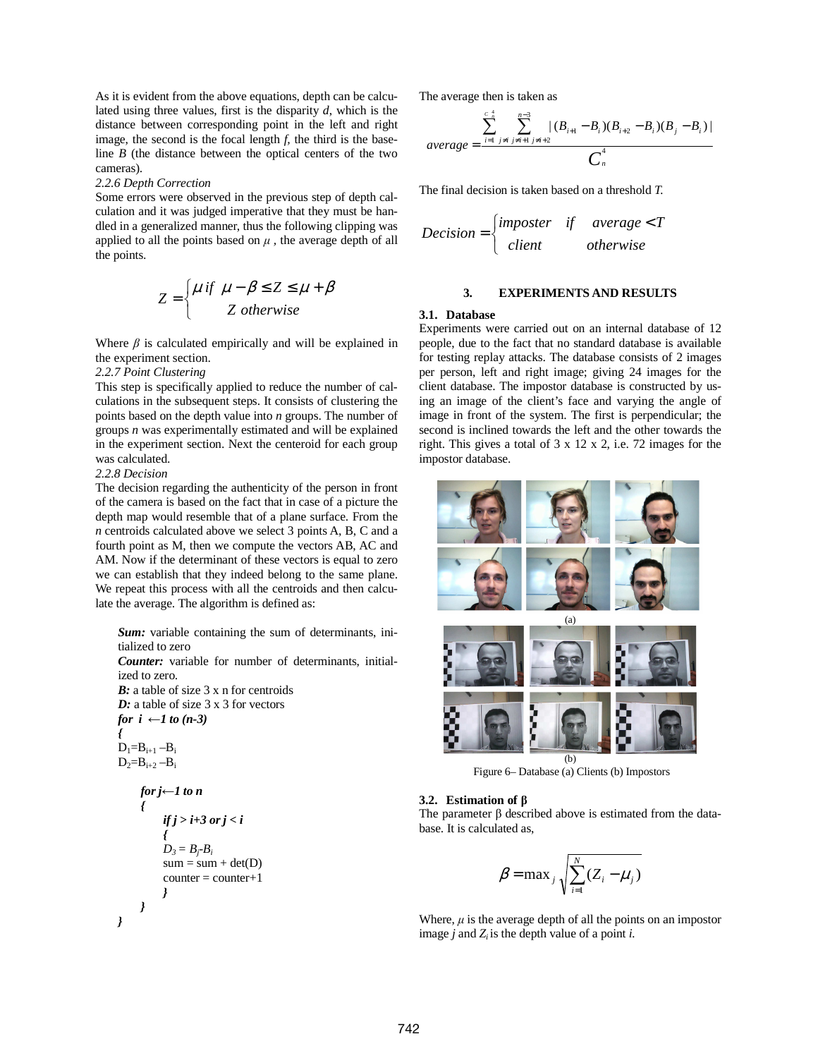As it is evident from the above equations, depth can be calculated using three values, first is the disparity $d$, which is the distance between corresponding point in the left and right image, the second is the focal length $f$, the third is the baseline $B$ (the distance between the optical centers of the two cameras).

*2.2.6 Depth Correction*

Some errors were observed in the previous step of depth calculation and it was judged imperative that they must be handled in a generalized manner, thus the following clipping was applied to all the points based on $\mu$ , the average depth of all the points.

$$Z = \begin{cases} \mu \text{ if } \mu - \beta \leq Z \leq \mu + \beta \\ Z \text{ otherwise} \end{cases}$$

Where $\beta$ is calculated empirically and will be explained in the experiment section.

*2.2.7 Point Clustering*

This step is specifically applied to reduce the number of calculations in the subsequent steps. It consists of clustering the points based on the depth value into $n$ groups. The number of groups $n$ was experimentally estimated and will be explained in the experiment section. Next the centeroid for each group was calculated.

*2.2.8 Decision*

The decision regarding the authenticity of the person in front of the camera is based on the fact that in case of a picture the depth map would resemble that of a plane surface. From the $n$ centroids calculated above we select 3 points A, B, C and a fourth point as M, then we compute the vectors AB, AC and AM. Now if the determinant of these vectors is equal to zero we can establish that they indeed belong to the same plane. We repeat this process with all the centroids and then calculate the average. The algorithm is defined as:

***Sum:*** variable containing the sum of determinants, initialized to zero

***Counter:*** variable for number of determinants, initialized to zero.

***B:*** a table of size 3 x n for centroids

***D:*** a table of size 3 x 3 for vectors

```
for i ←1 to (n-3)
{
D1=Bi+1 –Bi
D2=Bi+2 –Bi

    for j←1 to n
    {
        if j > i+3 or j < i
        {
        D3 = Bj-Bi
        sum = sum + det(D)
        counter = counter+1
        }
    }
}
```

The average then is taken as

$$average = \frac{\sum_{i=1}^{C_n^4} \sum_{j \neq i,\, j \neq i+1,\, j \neq i+2}^{n-3} |(B_{i+1} - B_i)(B_{i+2} - B_i)(B_j - B_i)|}{C_n^4}$$

The final decision is taken based on a threshold $T$.

$$Decision = \begin{cases} imposter & if \quad average < T \\ client & otherwise \end{cases}$$

## 3. EXPERIMENTS AND RESULTS

### 3.1. Database

Experiments were carried out on an internal database of 12 people, due to the fact that no standard database is available for testing replay attacks. The database consists of 2 images per person, left and right image; giving 24 images for the client database. The impostor database is constructed by using an image of the client's face and varying the angle of image in front of the system. The first is perpendicular; the second is inclined towards the left and the other towards the right. This gives a total of 3 x 12 x 2, i.e. 72 images for the impostor database.

(a)

(b)

Figure 6– Database (a) Clients (b) Impostors

### 3.2. Estimation of β

The parameter β described above is estimated from the database. It is calculated as,

$$\beta = \max_j \sqrt{\sum_{i=1}^{N} (Z_i - \mu_j)}$$

Where, $\mu$ is the average depth of all the points on an impostor image $j$ and $Z_i$ is the depth value of a point $i$.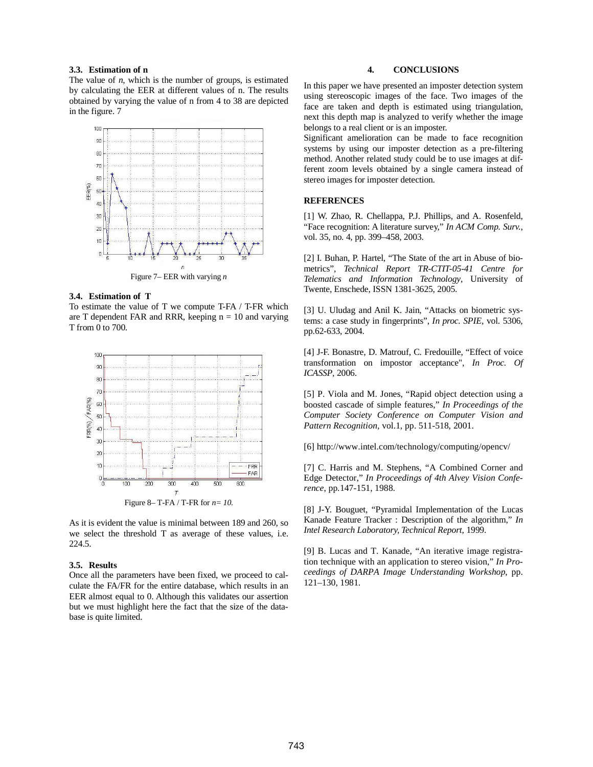### 3.3. Estimation of n

The value of *n*, which is the number of groups, is estimated by calculating the EER at different values of n. The results obtained by varying the value of n from 4 to 38 are depicted in the figure. 7

EER(%)

100
90
80
70
60
50
40
30
20
10
0

5 10 15 20 25 30 35

n

Figure 7– EER with varying *n*

### 3.4. Estimation of T

To estimate the value of T we compute T-FA / T-FR which are T dependent FAR and RRR, keeping n = 10 and varying T from 0 to 700.

FRR(%) / FAR(%)

100
90
80
70
60
50
40
30
20
10
0

0 100 200 300 400 500 600

T

FRR
FAR

Figure 8– T-FA / T-FR for *n= 10.*

As it is evident the value is minimal between 189 and 260, so we select the threshold T as average of these values, i.e. 224.5.

### 3.5. Results

Once all the parameters have been fixed, we proceed to calculate the FA/FR for the entire database, which results in an EER almost equal to 0. Although this validates our assertion but we must highlight here the fact that the size of the database is quite limited.

## 4. CONCLUSIONS

In this paper we have presented an imposter detection system using stereoscopic images of the face. Two images of the face are taken and depth is estimated using triangulation, next this depth map is analyzed to verify whether the image belongs to a real client or is an imposter.

Significant amelioration can be made to face recognition systems by using our imposter detection as a pre-filtering method. Another related study could be to use images at different zoom levels obtained by a single camera instead of stereo images for imposter detection.

## REFERENCES

[1] W. Zhao, R. Chellappa, P.J. Phillips, and A. Rosenfeld, “Face recognition: A literature survey,” *In ACM Comp. Surv.*, vol. 35, no. 4, pp. 399–458, 2003.

[2] I. Buhan, P. Hartel, “The State of the art in Abuse of biometrics”, *Technical Report TR-CTIT-05-41 Centre for Telematics and Information Technology*, University of Twente, Enschede, ISSN 1381-3625, 2005.

[3] U. Uludag and Anil K. Jain, “Attacks on biometric systems: a case study in fingerprints”, *In proc. SPIE*, vol. 5306, pp.62-633, 2004.

[4] J-F. Bonastre, D. Matrouf, C. Fredouille, “Effect of voice transformation on impostor acceptance", *In Proc. Of ICASSP*, 2006.

[5] P. Viola and M. Jones, “Rapid object detection using a boosted cascade of simple features,” *In Proceedings of the Computer Society Conference on Computer Vision and Pattern Recognition*, vol.1, pp. 511-518, 2001.

[6] http://www.intel.com/technology/computing/opencv/

[7] C. Harris and M. Stephens, “A Combined Corner and Edge Detector,” *In Proceedings of 4th Alvey Vision Conference*, pp.147-151, 1988.

[8] J-Y. Bouguet, “Pyramidal Implementation of the Lucas Kanade Feature Tracker : Description of the algorithm,” *In Intel Research Laboratory, Technical Report*, 1999.

[9] B. Lucas and T. Kanade, “An iterative image registration technique with an application to stereo vision,” *In Proceedings of DARPA Image Understanding Workshop*, pp. 121–130, 1981.